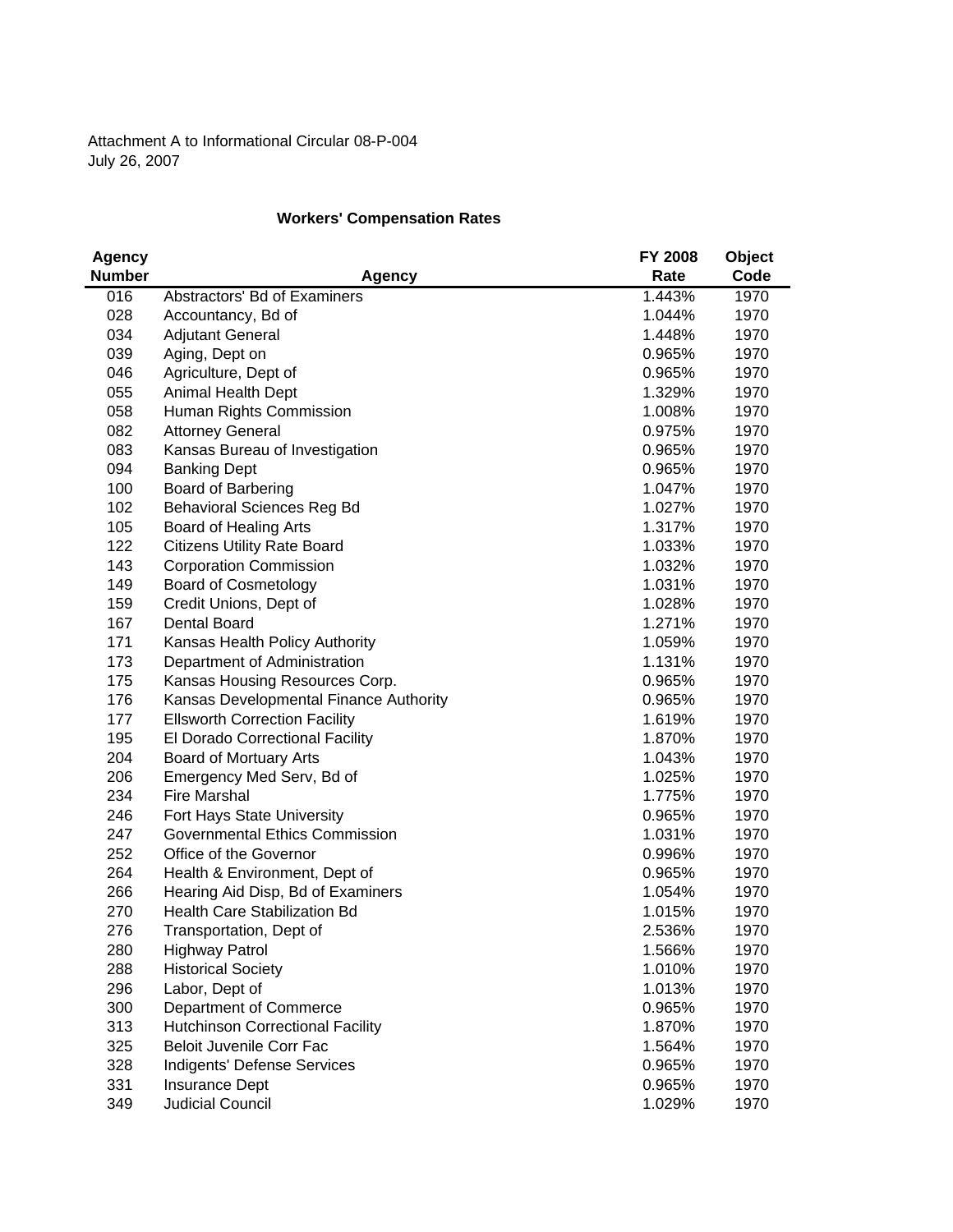Attachment A to Informational Circular 08-P-004
July 26, 2007

**Workers' Compensation Rates**

| Agency Number | Agency | FY 2008 Rate | Object Code |
|---|---|---|---|
| 016 | Abstractors' Bd of Examiners | 1.443% | 1970 |
| 028 | Accountancy, Bd of | 1.044% | 1970 |
| 034 | Adjutant General | 1.448% | 1970 |
| 039 | Aging, Dept on | 0.965% | 1970 |
| 046 | Agriculture, Dept of | 0.965% | 1970 |
| 055 | Animal Health Dept | 1.329% | 1970 |
| 058 | Human Rights Commission | 1.008% | 1970 |
| 082 | Attorney General | 0.975% | 1970 |
| 083 | Kansas Bureau of Investigation | 0.965% | 1970 |
| 094 | Banking Dept | 0.965% | 1970 |
| 100 | Board of Barbering | 1.047% | 1970 |
| 102 | Behavioral Sciences Reg Bd | 1.027% | 1970 |
| 105 | Board of Healing Arts | 1.317% | 1970 |
| 122 | Citizens Utility Rate Board | 1.033% | 1970 |
| 143 | Corporation Commission | 1.032% | 1970 |
| 149 | Board of Cosmetology | 1.031% | 1970 |
| 159 | Credit Unions, Dept of | 1.028% | 1970 |
| 167 | Dental Board | 1.271% | 1970 |
| 171 | Kansas Health Policy Authority | 1.059% | 1970 |
| 173 | Department of Administration | 1.131% | 1970 |
| 175 | Kansas Housing Resources Corp. | 0.965% | 1970 |
| 176 | Kansas Developmental Finance Authority | 0.965% | 1970 |
| 177 | Ellsworth Correction Facility | 1.619% | 1970 |
| 195 | El Dorado Correctional Facility | 1.870% | 1970 |
| 204 | Board of Mortuary Arts | 1.043% | 1970 |
| 206 | Emergency Med Serv, Bd of | 1.025% | 1970 |
| 234 | Fire Marshal | 1.775% | 1970 |
| 246 | Fort Hays State University | 0.965% | 1970 |
| 247 | Governmental Ethics Commission | 1.031% | 1970 |
| 252 | Office of the Governor | 0.996% | 1970 |
| 264 | Health & Environment, Dept of | 0.965% | 1970 |
| 266 | Hearing Aid Disp, Bd of Examiners | 1.054% | 1970 |
| 270 | Health Care Stabilization Bd | 1.015% | 1970 |
| 276 | Transportation, Dept of | 2.536% | 1970 |
| 280 | Highway Patrol | 1.566% | 1970 |
| 288 | Historical Society | 1.010% | 1970 |
| 296 | Labor, Dept of | 1.013% | 1970 |
| 300 | Department of Commerce | 0.965% | 1970 |
| 313 | Hutchinson Correctional Facility | 1.870% | 1970 |
| 325 | Beloit Juvenile Corr Fac | 1.564% | 1970 |
| 328 | Indigents' Defense Services | 0.965% | 1970 |
| 331 | Insurance Dept | 0.965% | 1970 |
| 349 | Judicial Council | 1.029% | 1970 |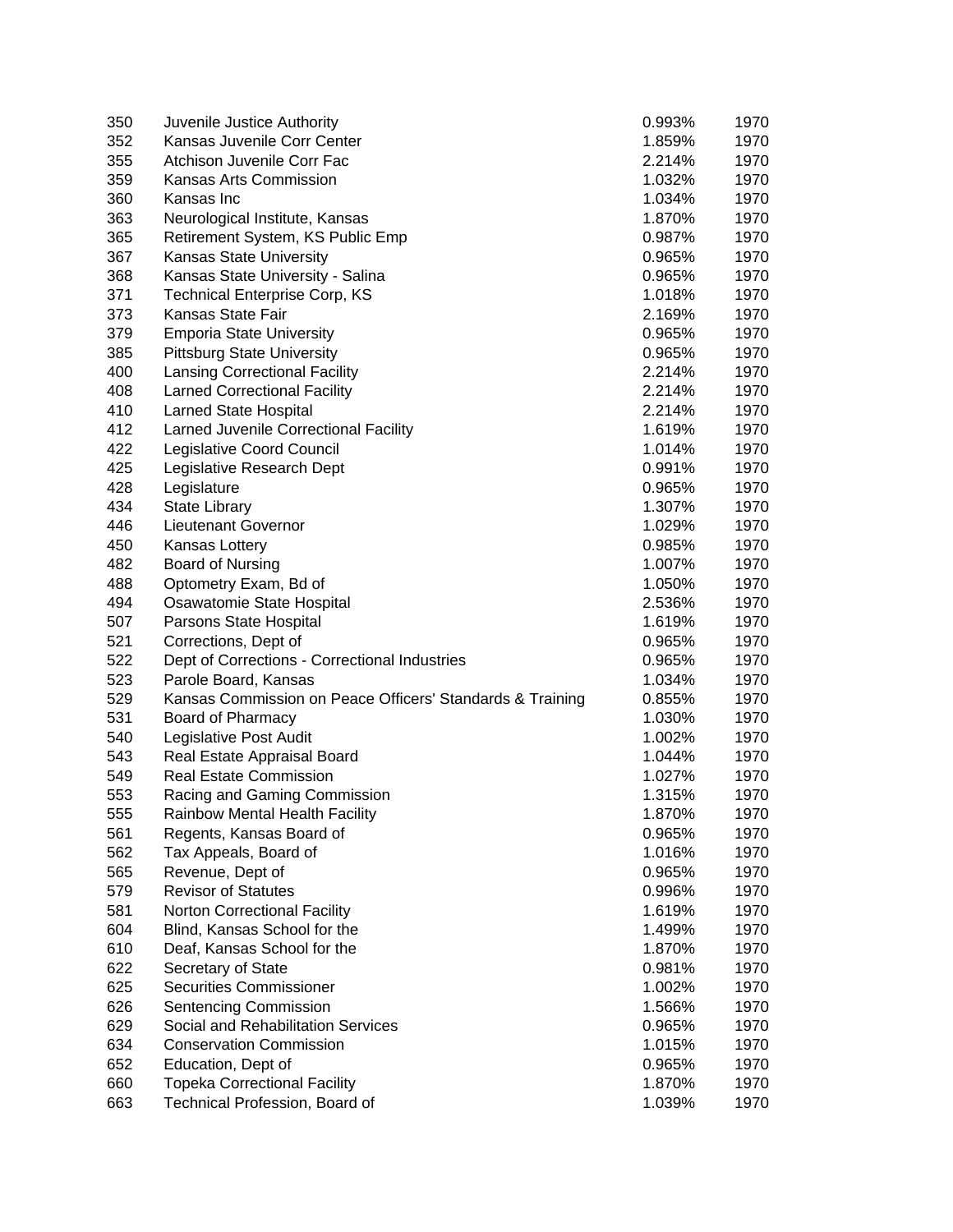| | | | |
|---|---|---|---|
| 350 | Juvenile Justice Authority | 0.993% | 1970 |
| 352 | Kansas Juvenile Corr Center | 1.859% | 1970 |
| 355 | Atchison Juvenile Corr Fac | 2.214% | 1970 |
| 359 | Kansas Arts Commission | 1.032% | 1970 |
| 360 | Kansas Inc | 1.034% | 1970 |
| 363 | Neurological Institute, Kansas | 1.870% | 1970 |
| 365 | Retirement System, KS Public Emp | 0.987% | 1970 |
| 367 | Kansas State University | 0.965% | 1970 |
| 368 | Kansas State University - Salina | 0.965% | 1970 |
| 371 | Technical Enterprise Corp, KS | 1.018% | 1970 |
| 373 | Kansas State Fair | 2.169% | 1970 |
| 379 | Emporia State University | 0.965% | 1970 |
| 385 | Pittsburg State University | 0.965% | 1970 |
| 400 | Lansing Correctional Facility | 2.214% | 1970 |
| 408 | Larned Correctional Facility | 2.214% | 1970 |
| 410 | Larned State Hospital | 2.214% | 1970 |
| 412 | Larned Juvenile Correctional Facility | 1.619% | 1970 |
| 422 | Legislative Coord Council | 1.014% | 1970 |
| 425 | Legislative Research Dept | 0.991% | 1970 |
| 428 | Legislature | 0.965% | 1970 |
| 434 | State Library | 1.307% | 1970 |
| 446 | Lieutenant Governor | 1.029% | 1970 |
| 450 | Kansas Lottery | 0.985% | 1970 |
| 482 | Board of Nursing | 1.007% | 1970 |
| 488 | Optometry Exam, Bd of | 1.050% | 1970 |
| 494 | Osawatomie State Hospital | 2.536% | 1970 |
| 507 | Parsons State Hospital | 1.619% | 1970 |
| 521 | Corrections, Dept of | 0.965% | 1970 |
| 522 | Dept of Corrections - Correctional Industries | 0.965% | 1970 |
| 523 | Parole Board, Kansas | 1.034% | 1970 |
| 529 | Kansas Commission on Peace Officers' Standards & Training | 0.855% | 1970 |
| 531 | Board of Pharmacy | 1.030% | 1970 |
| 540 | Legislative Post Audit | 1.002% | 1970 |
| 543 | Real Estate Appraisal Board | 1.044% | 1970 |
| 549 | Real Estate Commission | 1.027% | 1970 |
| 553 | Racing and Gaming Commission | 1.315% | 1970 |
| 555 | Rainbow Mental Health Facility | 1.870% | 1970 |
| 561 | Regents, Kansas Board of | 0.965% | 1970 |
| 562 | Tax Appeals, Board of | 1.016% | 1970 |
| 565 | Revenue, Dept of | 0.965% | 1970 |
| 579 | Revisor of Statutes | 0.996% | 1970 |
| 581 | Norton Correctional Facility | 1.619% | 1970 |
| 604 | Blind, Kansas School for the | 1.499% | 1970 |
| 610 | Deaf, Kansas School for the | 1.870% | 1970 |
| 622 | Secretary of State | 0.981% | 1970 |
| 625 | Securities Commissioner | 1.002% | 1970 |
| 626 | Sentencing Commission | 1.566% | 1970 |
| 629 | Social and Rehabilitation Services | 0.965% | 1970 |
| 634 | Conservation Commission | 1.015% | 1970 |
| 652 | Education, Dept of | 0.965% | 1970 |
| 660 | Topeka Correctional Facility | 1.870% | 1970 |
| 663 | Technical Profession, Board of | 1.039% | 1970 |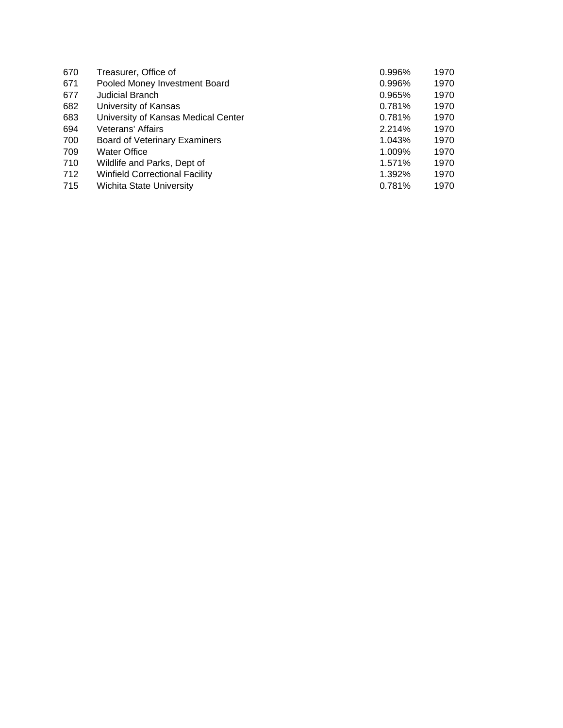| | | | |
|---|---|---|---|
| 670 | Treasurer, Office of | 0.996% | 1970 |
| 671 | Pooled Money Investment Board | 0.996% | 1970 |
| 677 | Judicial Branch | 0.965% | 1970 |
| 682 | University of Kansas | 0.781% | 1970 |
| 683 | University of Kansas Medical Center | 0.781% | 1970 |
| 694 | Veterans' Affairs | 2.214% | 1970 |
| 700 | Board of Veterinary Examiners | 1.043% | 1970 |
| 709 | Water Office | 1.009% | 1970 |
| 710 | Wildlife and Parks, Dept of | 1.571% | 1970 |
| 712 | Winfield Correctional Facility | 1.392% | 1970 |
| 715 | Wichita State University | 0.781% | 1970 |